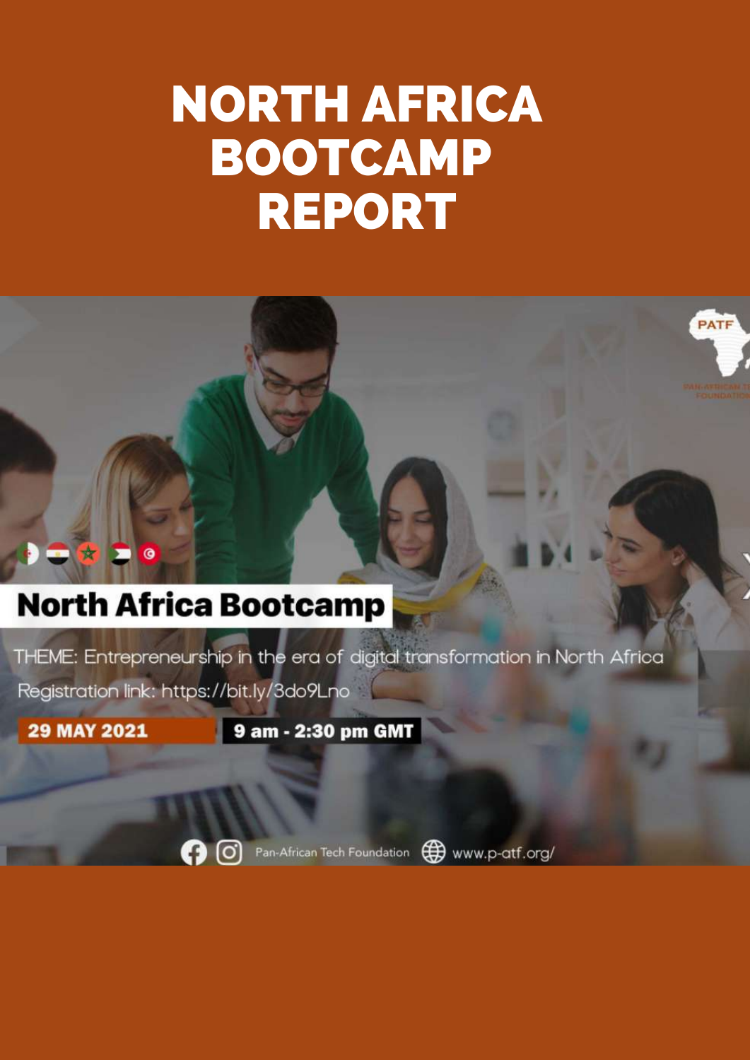# NORTH AFRICA BOOTCAMP REPORT

PATF

PAN-AFRICAN TECH FOUNDATION

## North Africa Bootcamp

THEME: Entrepreneurship in the era of digital transformation in North Africa

Registration link: https://bit.ly/3do9Lno

**29 MAY 2021** **9 am - 2:30 pm GMT**

Pan-African Tech Foundation www.p-atf.org/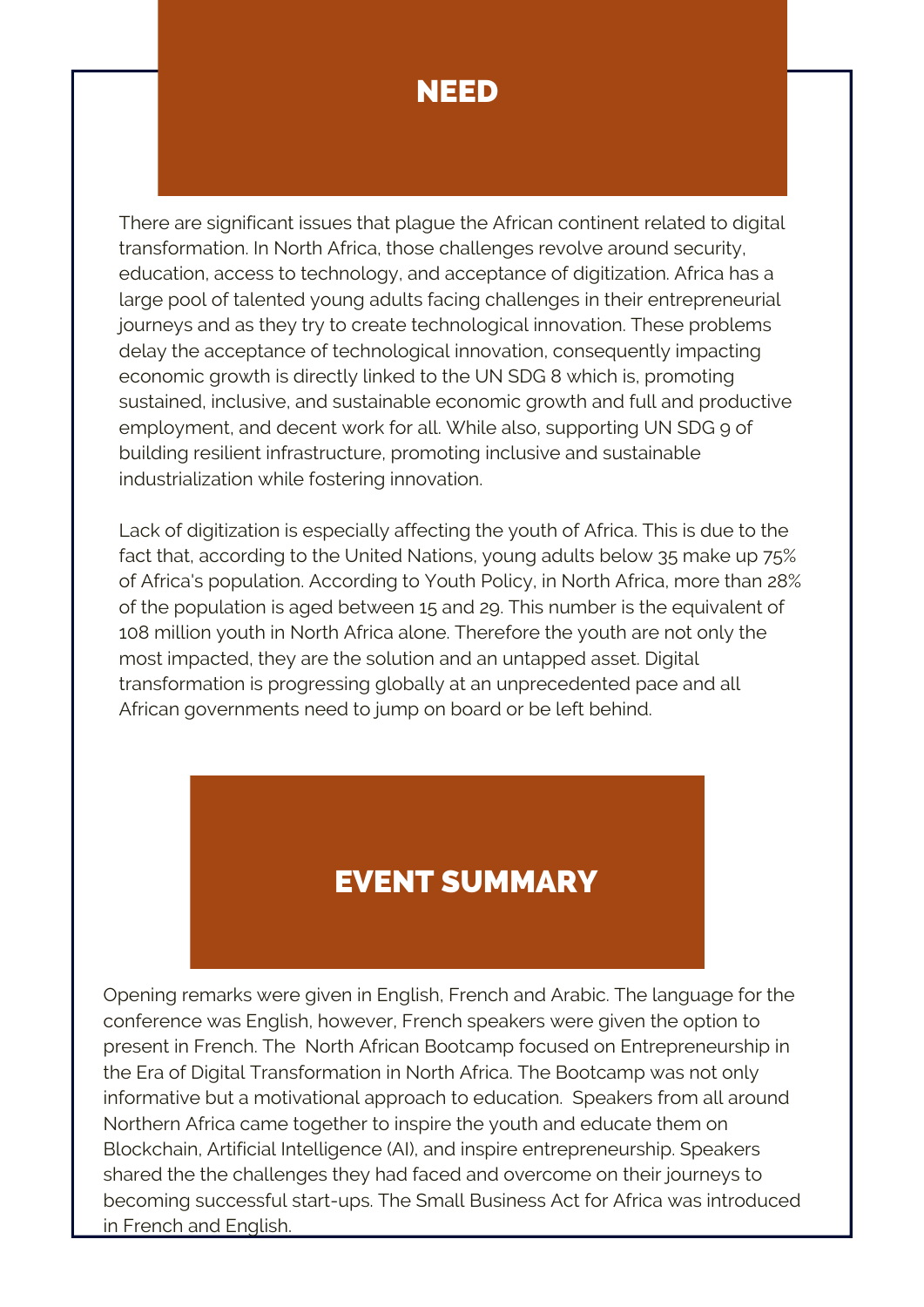## NEED

There are significant issues that plague the African continent related to digital transformation. In North Africa, those challenges revolve around security, education, access to technology, and acceptance of digitization. Africa has a large pool of talented young adults facing challenges in their entrepreneurial journeys and as they try to create technological innovation. These problems delay the acceptance of technological innovation, consequently impacting economic growth is directly linked to the UN SDG 8 which is, promoting sustained, inclusive, and sustainable economic growth and full and productive employment, and decent work for all. While also, supporting UN SDG 9 of building resilient infrastructure, promoting inclusive and sustainable industrialization while fostering innovation.

Lack of digitization is especially affecting the youth of Africa. This is due to the fact that, according to the United Nations, young adults below 35 make up 75% of Africa's population. According to Youth Policy, in North Africa, more than 28% of the population is aged between 15 and 29. This number is the equivalent of 108 million youth in North Africa alone. Therefore the youth are not only the most impacted, they are the solution and an untapped asset. Digital transformation is progressing globally at an unprecedented pace and all African governments need to jump on board or be left behind.

## EVENT SUMMARY

Opening remarks were given in English, French and Arabic. The language for the conference was English, however, French speakers were given the option to present in French. The North African Bootcamp focused on Entrepreneurship in the Era of Digital Transformation in North Africa. The Bootcamp was not only informative but a motivational approach to education. Speakers from all around Northern Africa came together to inspire the youth and educate them on Blockchain, Artificial Intelligence (AI), and inspire entrepreneurship. Speakers shared the the challenges they had faced and overcome on their journeys to becoming successful start-ups. The Small Business Act for Africa was introduced in French and English.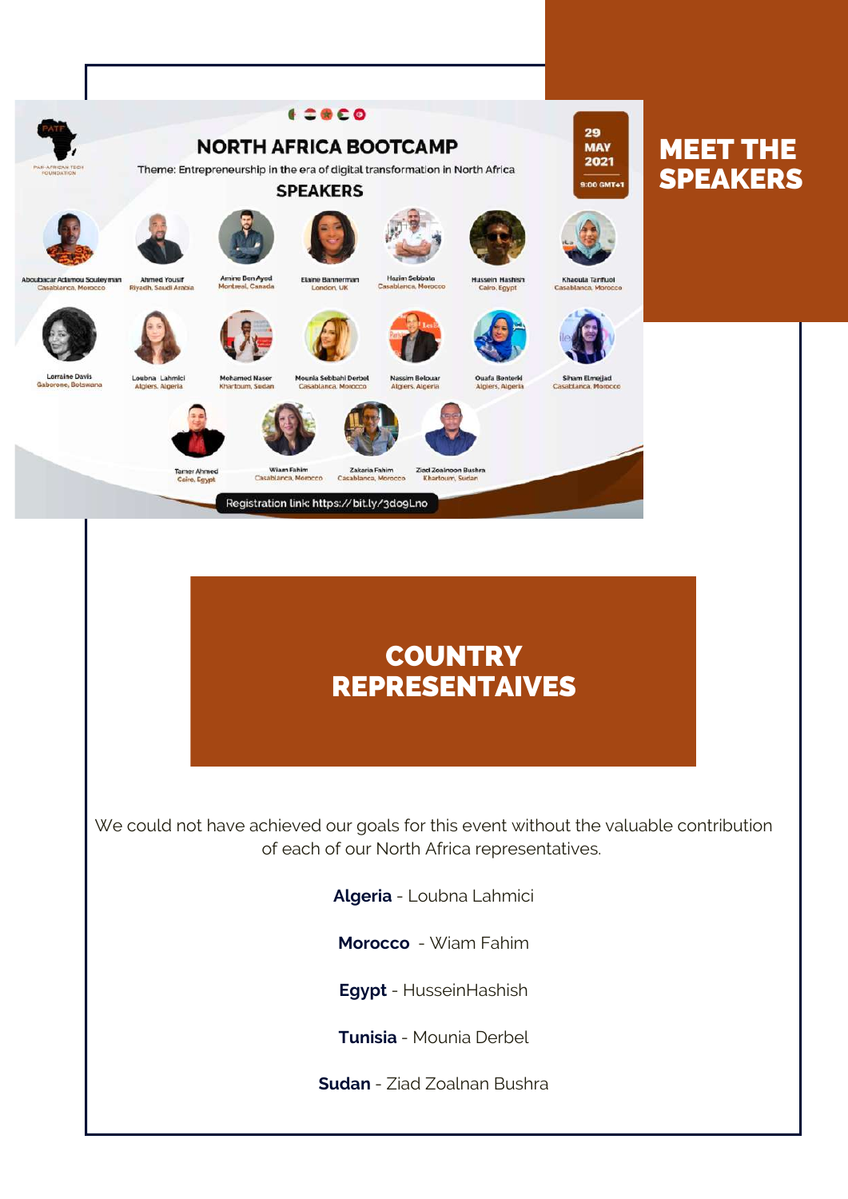# MEET THE SPEAKERS

NORTH AFRICA BOOTCAMP

Theme: Entrepreneurship in the era of digital transformation in North Africa

SPEAKERS

29 MAY 2021 9:00 GMT+1

Aboubacar Adamou Souleymane, Casablanca, Morocco
Ahmed Yousif, Riyadh, Saudi Arabia
Amine Ben Ayed, Montreal, Canada
Elaine Bannerman, London, UK
Hazim Sebbata, Casablanca, Morocco
Hussein Hashish, Cairo, Egypt
Khaoula Tariffout, Casablanca, Morocco
Lorraine Davis, Gaborone, Botswana
Loubna Lahmici, Algiers, Algeria
Mohamed Naser, Khartoum, Sudan
Mounia Sebbahi Derbel, Casablanca, Morocco
Nassim Belouar, Algiers, Algeria
Ouafa Benterki, Algiers, Algeria
Siham Elmejjad, Casablanca, Morocco
Tamer Ahmed, Cairo, Egypt
Wiam Fahim, Casablanca, Morocco
Zakaria Fahim, Casablanca, Morocco
Ziad Zoalnoon Bushra, Khartoum, Sudan

Registration link: https://bit.ly/3do9Lno

## COUNTRY REPRESENTAIVES

We could not have achieved our goals for this event without the valuable contribution of each of our North Africa representatives.

**Algeria** - Loubna Lahmici

**Morocco** - Wiam Fahim

**Egypt** - HusseinHashish

**Tunisia** - Mounia Derbel

**Sudan** - Ziad Zoalnan Bushra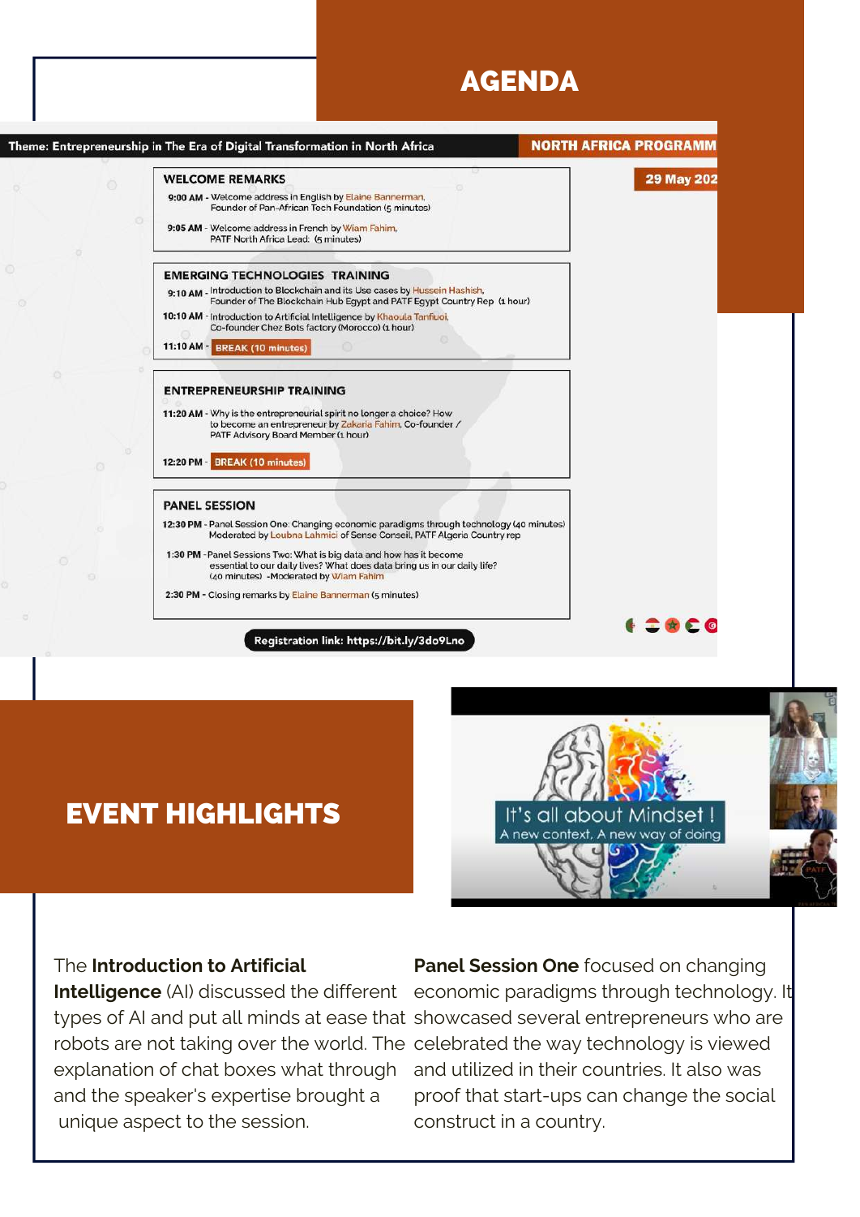# AGENDA

Theme: Entrepreneurship in The Era of Digital Transformation in North Africa

NORTH AFRICA PROGRAMM

29 May 202

**WELCOME REMARKS**

**9:00 AM** - Welcome address in English by Elaine Bannerman, Founder of Pan-African Tech Foundation (5 minutes)

**9:05 AM** - Welcome address in French by Wiam Fahim, PATF North Africa Lead: (5 minutes)

**EMERGING TECHNOLOGIES TRAINING**

**9:10 AM** - Introduction to Blockchain and its Use cases by Hussein Hashish, Founder of The Blockchain Hub Egypt and PATF Egypt Country Rep (1 hour)

**10:10 AM** - Introduction to Artificial Intelligence by Khaoula Tanfuoi, Co-founder Chez Bots factory (Morocco) (1 hour)

**11:10 AM** - BREAK (10 minutes)

**ENTREPRENEURSHIP TRAINING**

**11:20 AM** - Why is the entrepreneurial spirit no longer a choice? How to become an entrepreneur by Zakaria Fahim, Co-founder / PATF Advisory Board Member (1 hour)

**12:20 PM** - BREAK (10 minutes)

**PANEL SESSION**

**12:30 PM** - Panel Session One: Changing economic paradigms through technology (40 minutes) Moderated by Loubna Lahmici of Sense Conseil, PATF Algeria Country rep

**1:30 PM** - Panel Sessions Two: What is big data and how has it become essential to our daily lives? What does data bring us in our daily life? (40 minutes) -Moderated by Wiam Fahim

**2:30 PM** - Closing remarks by Elaine Bannerman (5 minutes)

Registration link: https://bit.ly/3do9Lno

# EVENT HIGHLIGHTS

It's all about Mindset !
A new context, A new way of doing

The **Introduction to Artificial Intelligence** (AI) discussed the different types of AI and put all minds at ease that robots are not taking over the world. The explanation of chat boxes what through and the speaker's expertise brought a unique aspect to the session.

**Panel Session One** focused on changing economic paradigms through technology. It showcased several entrepreneurs who are celebrated the way technology is viewed and utilized in their countries. It also was proof that start-ups can change the social construct in a country.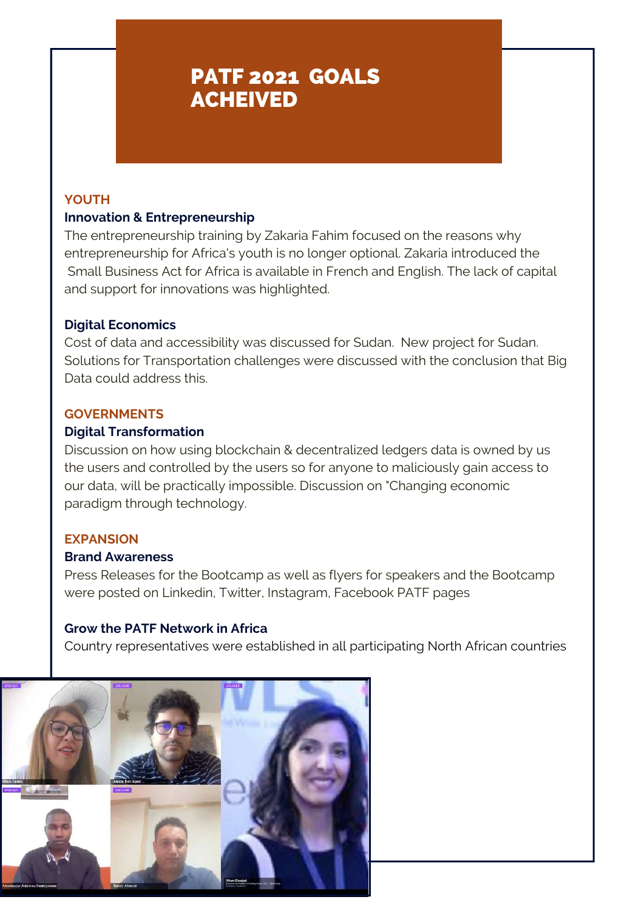# PATF 2021 GOALS ACHEIVED

## YOUTH

### Innovation & Entrepreneurship

The entrepreneurship training by Zakaria Fahim focused on the reasons why entrepreneurship for Africa's youth is no longer optional. Zakaria introduced the Small Business Act for Africa is available in French and English. The lack of capital and support for innovations was highlighted.

### Digital Economics

Cost of data and accessibility was discussed for Sudan. New project for Sudan. Solutions for Transportation challenges were discussed with the conclusion that Big Data could address this.

## GOVERNMENTS

### Digital Transformation

Discussion on how using blockchain & decentralized ledgers data is owned by us the users and controlled by the users so for anyone to maliciously gain access to our data, will be practically impossible. Discussion on "Changing economic paradigm through technology.

## EXPANSION

### Brand Awareness

Press Releases for the Bootcamp as well as flyers for speakers and the Bootcamp were posted on Linkedin, Twitter, Instagram, Facebook PATF pages

### Grow the PATF Network in Africa

Country representatives were established in all participating North African countries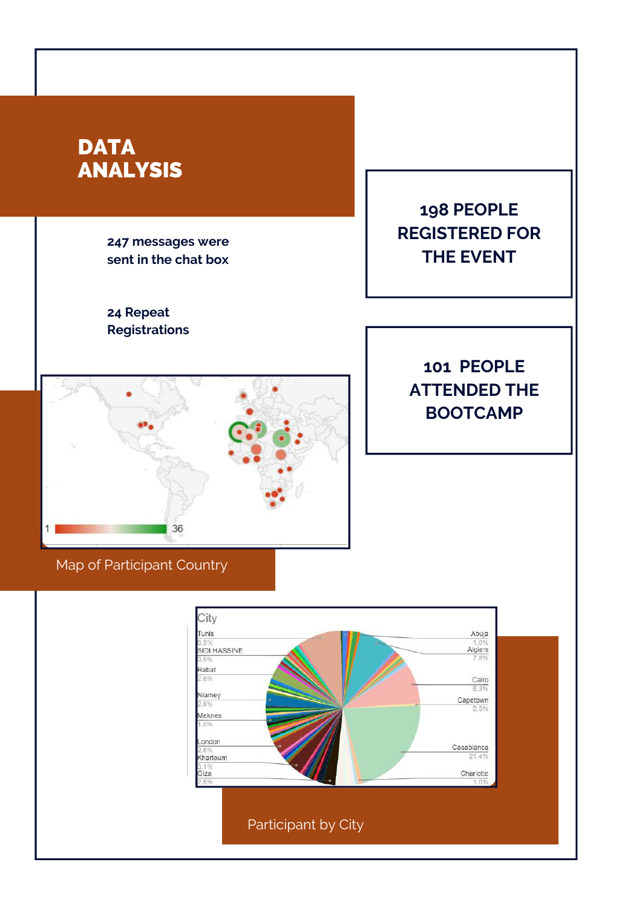# DATA ANALYSIS

**247 messages were sent in the chat box**

**24 Repeat Registrations**

**198 PEOPLE REGISTERED FOR THE EVENT**

**101 PEOPLE ATTENDED THE BOOTCAMP**

Map of Participant Country

Participant by City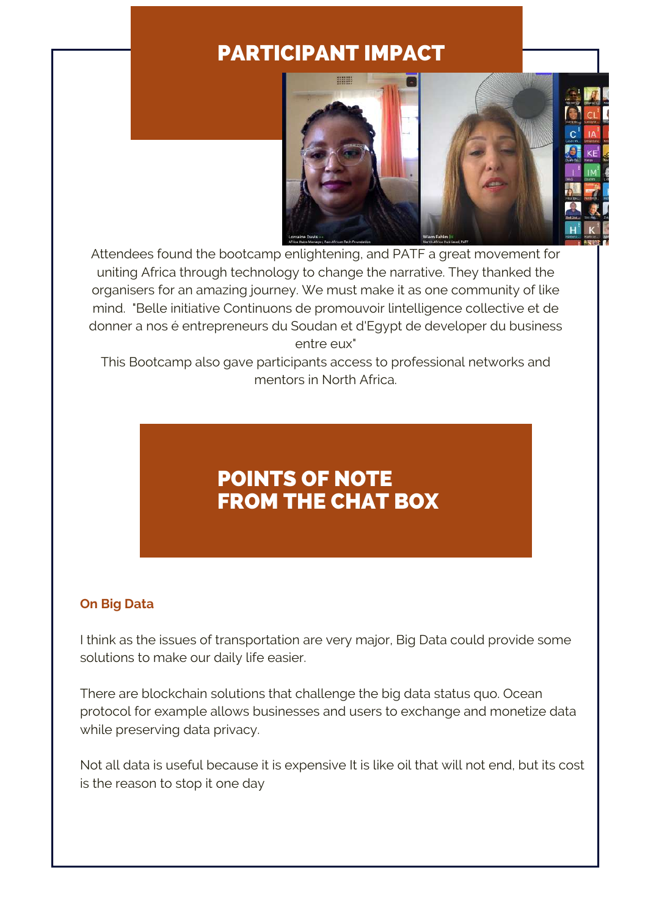# PARTICIPANT IMPACT

Attendees found the bootcamp enlightening, and PATF a great movement for uniting Africa through technology to change the narrative. They thanked the organisers for an amazing journey. We must make it as one community of like mind. "Belle initiative Continuons de promouvoir lintelligence collective et de donner a nos é entrepreneurs du Soudan et d'Egypt de developer du business entre eux"

This Bootcamp also gave participants access to professional networks and mentors in North Africa.

# POINTS OF NOTE FROM THE CHAT BOX

### On Big Data

I think as the issues of transportation are very major, Big Data could provide some solutions to make our daily life easier.

There are blockchain solutions that challenge the big data status quo. Ocean protocol for example allows businesses and users to exchange and monetize data while preserving data privacy.

Not all data is useful because it is expensive It is like oil that will not end, but its cost is the reason to stop it one day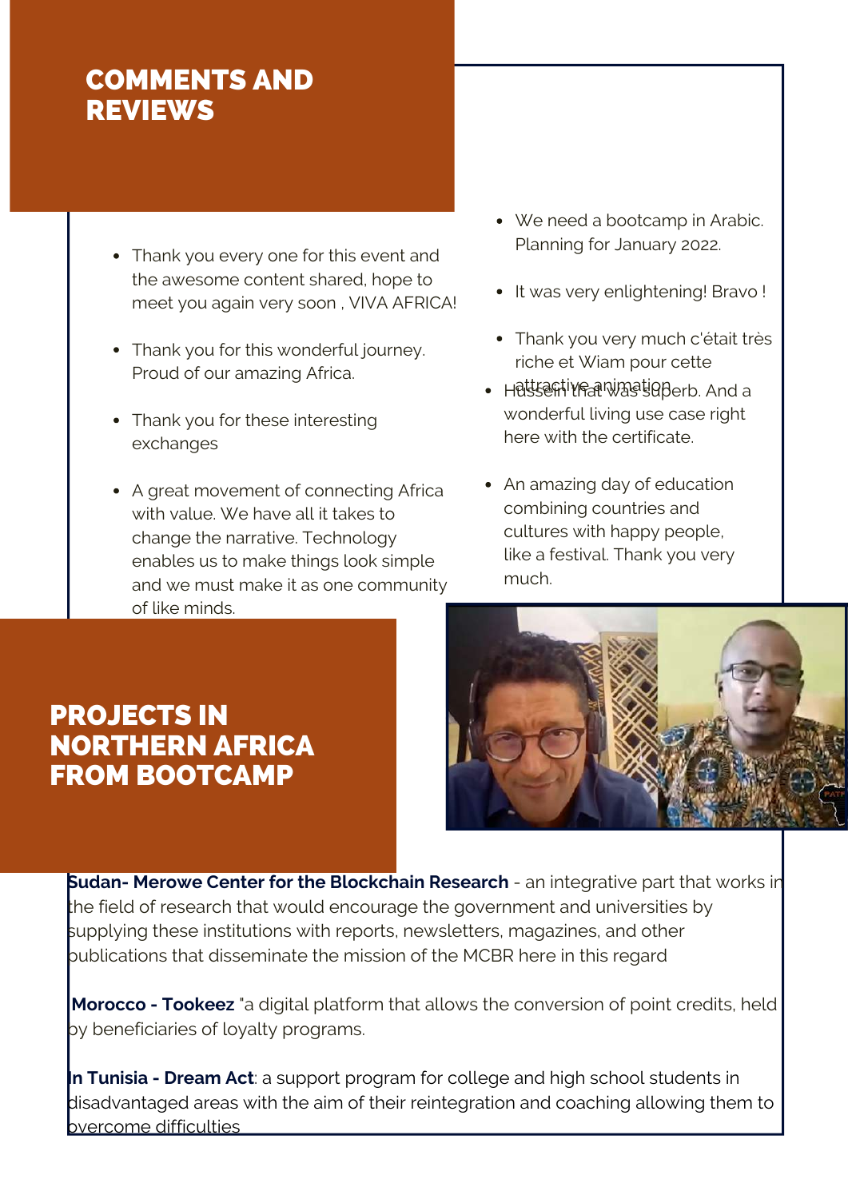## COMMENTS AND REVIEWS

- Thank you every one for this event and the awesome content shared, hope to meet you again very soon , VIVA AFRICA!
- Thank you for this wonderful journey. Proud of our amazing Africa.
- Thank you for these interesting exchanges
- A great movement of connecting Africa with value. We have all it takes to change the narrative. Technology enables us to make things look simple and we must make it as one community of like minds.
- We need a bootcamp in Arabic. Planning for January 2022.
- It was very enlightening! Bravo !
- Thank you very much c'était très riche et Wiam pour cette attractive animation
- Hussein that was superb. And a wonderful living use case right here with the certificate.
- An amazing day of education combining countries and cultures with happy people, like a festival. Thank you very much.

## PROJECTS IN NORTHERN AFRICA FROM BOOTCAMP

**Sudan- Merowe Center for the Blockchain Research** - an integrative part that works in the field of research that would encourage the government and universities by supplying these institutions with reports, newsletters, magazines, and other publications that disseminate the mission of the MCBR here in this regard

**Morocco - Tookeez** "a digital platform that allows the conversion of point credits, held by beneficiaries of loyalty programs.

**In Tunisia - Dream Act**: a support program for college and high school students in disadvantaged areas with the aim of their reintegration and coaching allowing them to overcome difficulties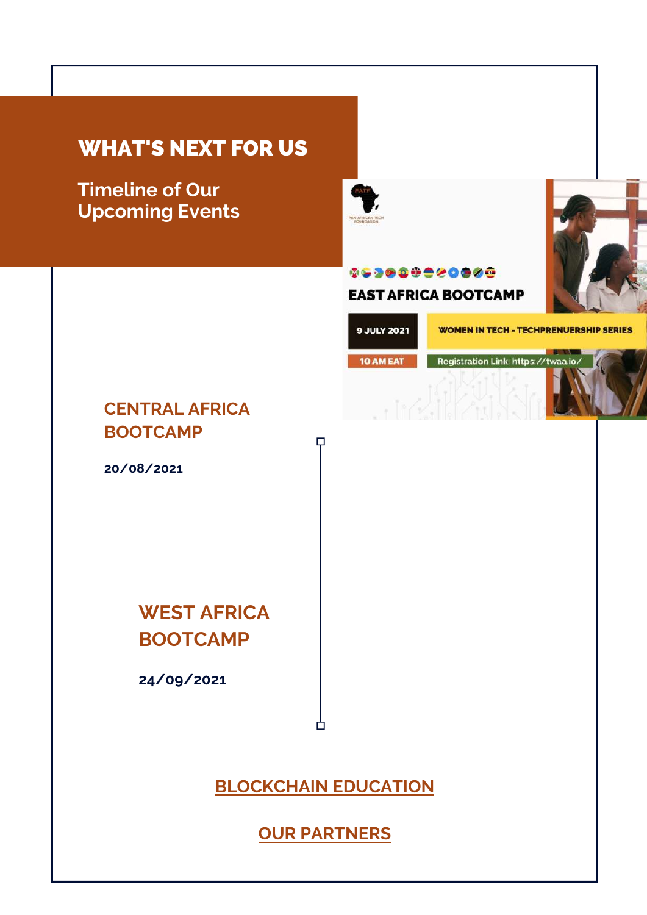# WHAT'S NEXT FOR US

## Timeline of Our Upcoming Events

EAST AFRICA BOOTCAMP

9 JULY 2021

10 AM EAT

WOMEN IN TECH - TECHPRENUERSHIP SERIES

Registration Link: https://twaa.io/

### CENTRAL AFRICA BOOTCAMP

**20/08/2021**

### WEST AFRICA BOOTCAMP

**24/09/2021**

BLOCKCHAIN EDUCATION

OUR PARTNERS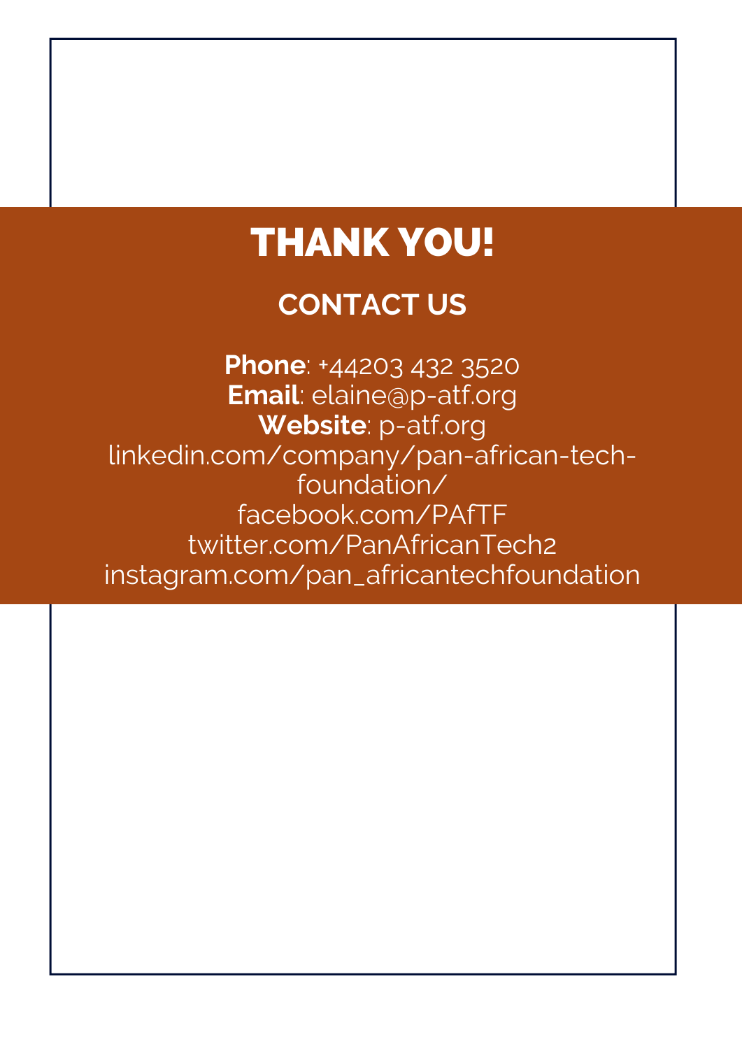# THANK YOU!

## CONTACT US

**Phone**: +44203 432 3520
**Email**: elaine@p-atf.org
**Website**: p-atf.org
linkedin.com/company/pan-african-tech-foundation/
facebook.com/PAfTF
twitter.com/PanAfricanTech2
instagram.com/pan_africantechfoundation